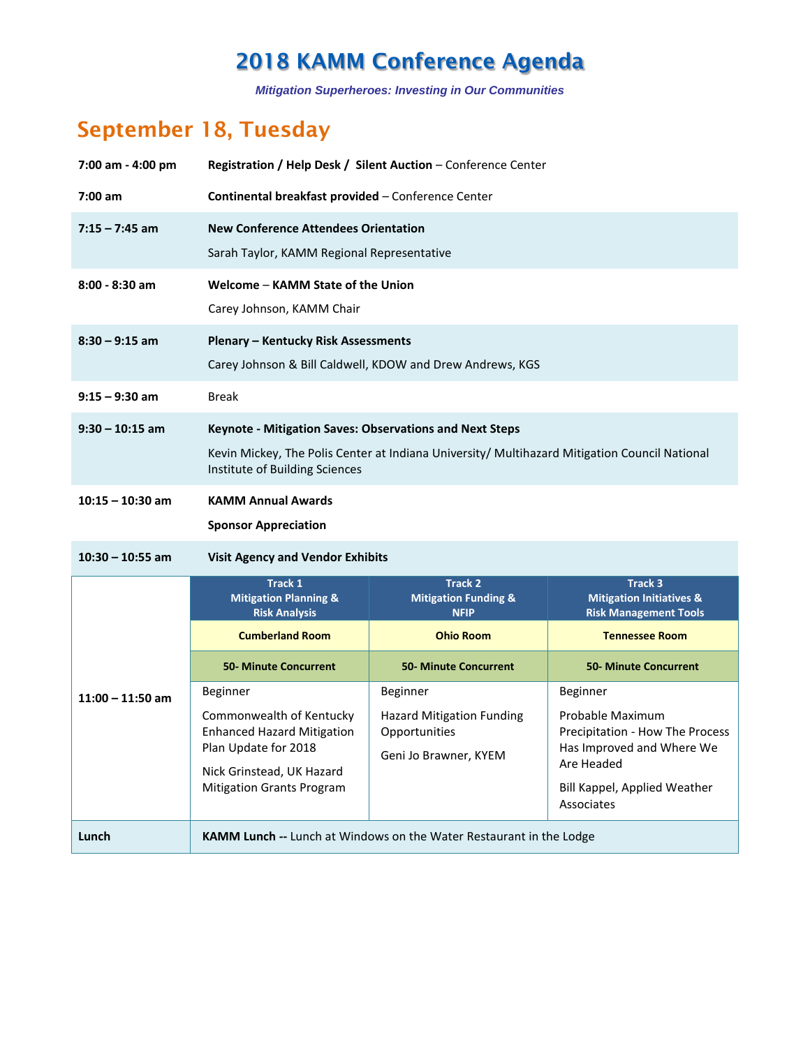# 2018 KAMM Conference Agenda

***Mitigation Superheroes: Investing in Our Communities***

## September 18, Tuesday

| Time | Event |
|---|---|
| **7:00 am - 4:00 pm** | **Registration / Help Desk / Silent Auction** – Conference Center |
| **7:00 am** | **Continental breakfast provided** – Conference Center |
| **7:15 – 7:45 am** | **New Conference Attendees Orientation**<br>Sarah Taylor, KAMM Regional Representative |
| **8:00 - 8:30 am** | **Welcome – KAMM State of the Union**<br>Carey Johnson, KAMM Chair |
| **8:30 – 9:15 am** | **Plenary – Kentucky Risk Assessments**<br>Carey Johnson & Bill Caldwell, KDOW and Drew Andrews, KGS |
| **9:15 – 9:30 am** | Break |
| **9:30 – 10:15 am** | **Keynote - Mitigation Saves: Observations and Next Steps**<br>Kevin Mickey, The Polis Center at Indiana University/ Multihazard Mitigation Council National Institute of Building Sciences |
| **10:15 – 10:30 am** | **KAMM Annual Awards**<br>**Sponsor Appreciation** |
| **10:30 – 10:55 am** | **Visit Agency and Vendor Exhibits** |

| | Track 1<br>Mitigation Planning & Risk Analysis | Track 2<br>Mitigation Funding & NFIP | Track 3<br>Mitigation Initiatives & Risk Management Tools |
|---|---|---|---|
| | **Cumberland Room** | **Ohio Room** | **Tennessee Room** |
| | **50- Minute Concurrent** | **50- Minute Concurrent** | **50- Minute Concurrent** |
| **11:00 – 11:50 am** | Beginner<br>Commonwealth of Kentucky Enhanced Hazard Mitigation Plan Update for 2018<br>Nick Grinstead, UK Hazard Mitigation Grants Program | Beginner<br>Hazard Mitigation Funding Opportunities<br>Geni Jo Brawner, KYEM | Beginner<br>Probable Maximum Precipitation - How The Process Has Improved and Where We Are Headed<br>Bill Kappel, Applied Weather Associates |
| **Lunch** | **KAMM Lunch --** Lunch at Windows on the Water Restaurant in the Lodge | | |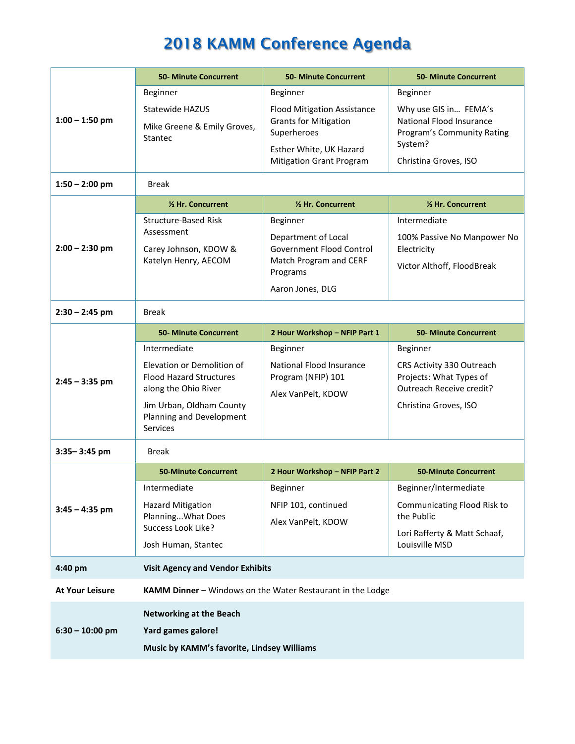# 2018 KAMM Conference Agenda

| | | | |
|---|---|---|---|
| | **50- Minute Concurrent** | **50- Minute Concurrent** | **50- Minute Concurrent** |
| **1:00 – 1:50 pm** | Beginner<br><br>Statewide HAZUS<br><br>Mike Greene & Emily Groves, Stantec | Beginner<br><br>Flood Mitigation Assistance Grants for Mitigation Superheroes<br><br>Esther White, UK Hazard Mitigation Grant Program | Beginner<br><br>Why use GIS in… FEMA's National Flood Insurance Program's Community Rating System?<br><br>Christina Groves, ISO |
| **1:50 – 2:00 pm** | Break | | |
| | **½ Hr. Concurrent** | **½ Hr. Concurrent** | **½ Hr. Concurrent** |
| **2:00 – 2:30 pm** | Structure-Based Risk Assessment<br><br>Carey Johnson, KDOW & Katelyn Henry, AECOM | Beginner<br><br>Department of Local Government Flood Control Match Program and CERF Programs<br><br>Aaron Jones, DLG | Intermediate<br><br>100% Passive No Manpower No Electricity<br><br>Victor Althoff, FloodBreak |
| **2:30 – 2:45 pm** | Break | | |
| | **50- Minute Concurrent** | **2 Hour Workshop – NFIP Part 1** | **50- Minute Concurrent** |
| **2:45 – 3:35 pm** | Intermediate<br><br>Elevation or Demolition of Flood Hazard Structures along the Ohio River<br><br>Jim Urban, Oldham County Planning and Development Services | Beginner<br><br>National Flood Insurance Program (NFIP) 101<br><br>Alex VanPelt, KDOW | Beginner<br><br>CRS Activity 330 Outreach Projects: What Types of Outreach Receive credit?<br><br>Christina Groves, ISO |
| **3:35– 3:45 pm** | Break | | |
| | **50-Minute Concurrent** | **2 Hour Workshop – NFIP Part 2** | **50-Minute Concurrent** |
| **3:45 – 4:35 pm** | Intermediate<br><br>Hazard Mitigation Planning...What Does Success Look Like?<br><br>Josh Human, Stantec | Beginner<br><br>NFIP 101, continued<br><br>Alex VanPelt, KDOW | Beginner/Intermediate<br><br>Communicating Flood Risk to the Public<br><br>Lori Rafferty & Matt Schaaf, Louisville MSD |
| **4:40 pm** | **Visit Agency and Vendor Exhibits** | | |
| **At Your Leisure** | **KAMM Dinner** – Windows on the Water Restaurant in the Lodge | | |
| **6:30 – 10:00 pm** | **Networking at the Beach**<br><br>**Yard games galore!**<br><br>**Music by KAMM's favorite, Lindsey Williams** | | |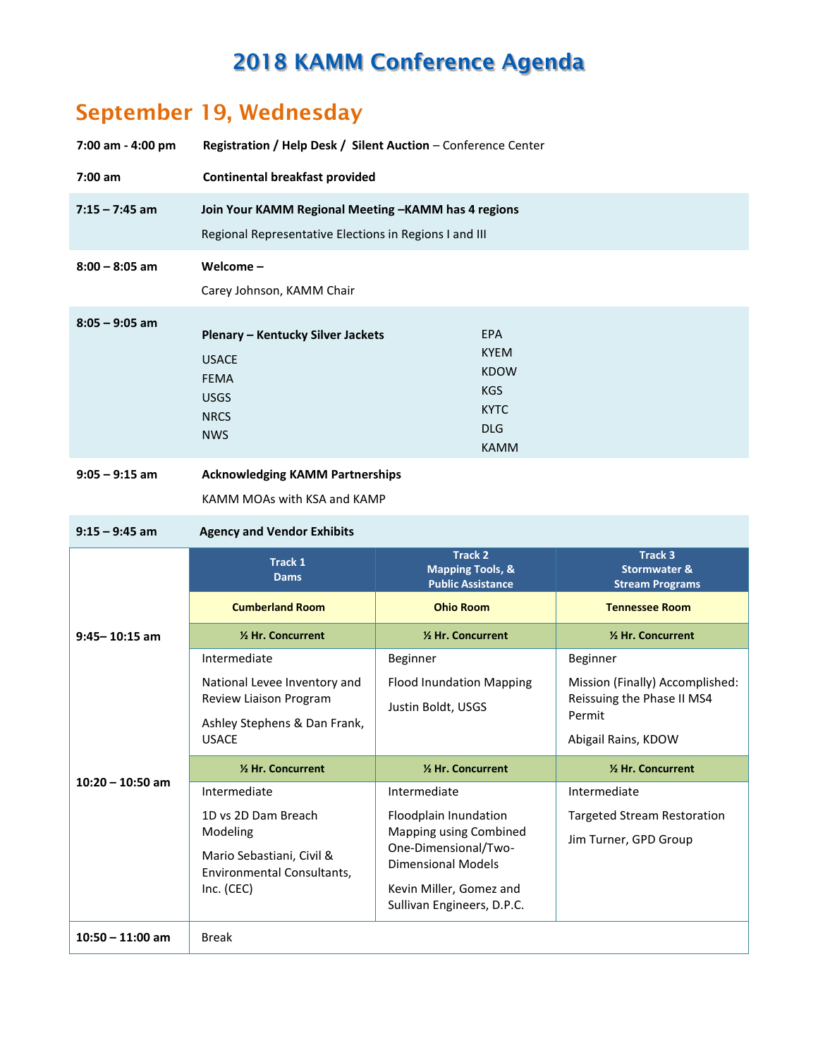# 2018 KAMM Conference Agenda

## September 19, Wednesday

**7:00 am - 4:00 pm** — **Registration / Help Desk / Silent Auction** – Conference Center

**7:00 am** — **Continental breakfast provided**

**7:15 – 7:45 am** — **Join Your KAMM Regional Meeting –KAMM has 4 regions**

Regional Representative Elections in Regions I and III

**8:00 – 8:05 am** — **Welcome –**

Carey Johnson, KAMM Chair

**8:05 – 9:05 am** — **Plenary – Kentucky Silver Jackets**

- USACE
- FEMA
- USGS
- NRCS
- NWS
- EPA
- KYEM
- KDOW
- KGS
- KYTC
- DLG
- KAMM

**9:05 – 9:15 am** — **Acknowledging KAMM Partnerships**

KAMM MOAs with KSA and KAMP

**9:15 – 9:45 am** — **Agency and Vendor Exhibits**

| | Track 1 Dams | Track 2 Mapping Tools, & Public Assistance | Track 3 Stormwater & Stream Programs |
|---|---|---|---|
| | **Cumberland Room** | **Ohio Room** | **Tennessee Room** |
| **9:45– 10:15 am** | **½ Hr. Concurrent** | **½ Hr. Concurrent** | **½ Hr. Concurrent** |
| | Intermediate<br><br>National Levee Inventory and Review Liaison Program<br><br>Ashley Stephens & Dan Frank, USACE | Beginner<br><br>Flood Inundation Mapping<br><br>Justin Boldt, USGS | Beginner<br><br>Mission (Finally) Accomplished: Reissuing the Phase II MS4 Permit<br><br>Abigail Rains, KDOW |
| **10:20 – 10:50 am** | **½ Hr. Concurrent** | **½ Hr. Concurrent** | **½ Hr. Concurrent** |
| | Intermediate<br><br>1D vs 2D Dam Breach Modeling<br><br>Mario Sebastiani, Civil & Environmental Consultants, Inc. (CEC) | Intermediate<br><br>Floodplain Inundation Mapping using Combined One-Dimensional/Two-Dimensional Models<br><br>Kevin Miller, Gomez and Sullivan Engineers, D.P.C. | Intermediate<br><br>Targeted Stream Restoration<br><br>Jim Turner, GPD Group |
| **10:50 – 11:00 am** | Break | | |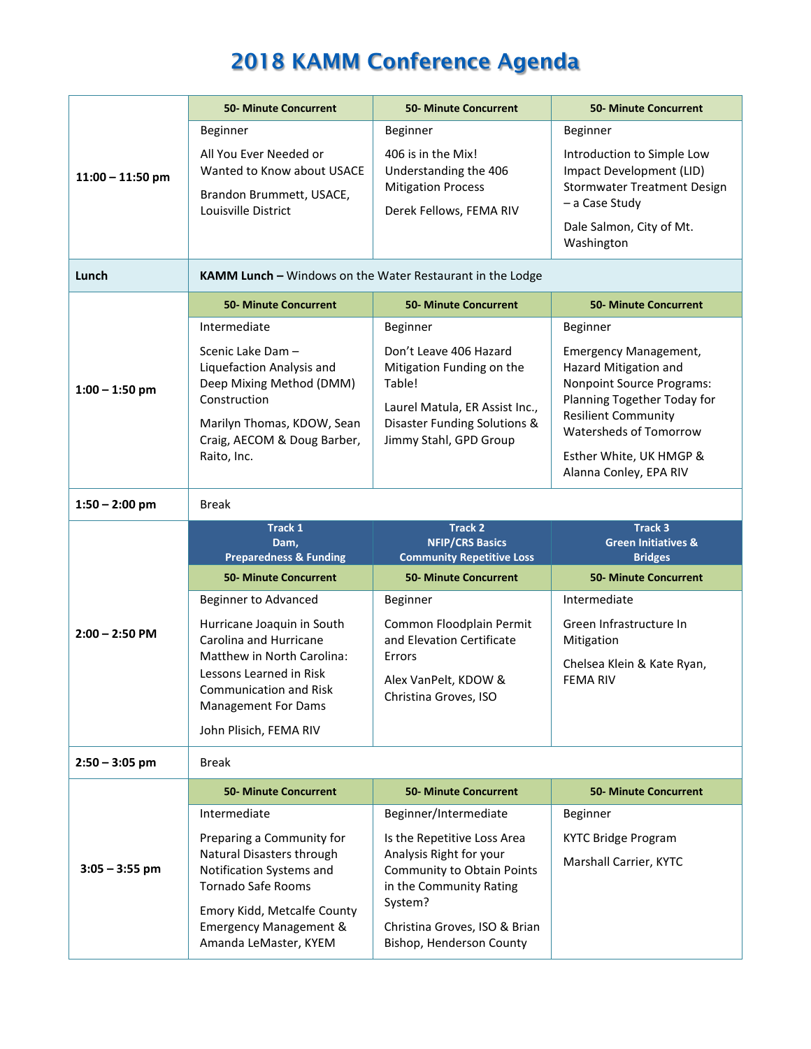# 2018 KAMM Conference Agenda

| | | | |
|---|---|---|---|
| **11:00 – 11:50 pm** | **50- Minute Concurrent**<br><br>Beginner<br><br>All You Ever Needed or Wanted to Know about USACE<br><br>Brandon Brummett, USACE, Louisville District | **50- Minute Concurrent**<br><br>Beginner<br><br>406 is in the Mix! Understanding the 406 Mitigation Process<br><br>Derek Fellows, FEMA RIV | **50- Minute Concurrent**<br><br>Beginner<br><br>Introduction to Simple Low Impact Development (LID) Stormwater Treatment Design – a Case Study<br><br>Dale Salmon, City of Mt. Washington |
| **Lunch** | **KAMM Lunch –** Windows on the Water Restaurant in the Lodge | | |
| **1:00 – 1:50 pm** | **50- Minute Concurrent**<br><br>Intermediate<br><br>Scenic Lake Dam – Liquefaction Analysis and Deep Mixing Method (DMM) Construction<br><br>Marilyn Thomas, KDOW, Sean Craig, AECOM & Doug Barber, Raito, Inc. | **50- Minute Concurrent**<br><br>Beginner<br><br>Don't Leave 406 Hazard Mitigation Funding on the Table!<br><br>Laurel Matula, ER Assist Inc., Disaster Funding Solutions & Jimmy Stahl, GPD Group | **50- Minute Concurrent**<br><br>Beginner<br><br>Emergency Management, Hazard Mitigation and Nonpoint Source Programs: Planning Together Today for Resilient Community Watersheds of Tomorrow<br><br>Esther White, UK HMGP & Alanna Conley, EPA RIV |
| **1:50 – 2:00 pm** | Break | | |
| | **Track 1**<br>**Dam, Preparedness & Funding** | **Track 2**<br>**NFIP/CRS Basics Community Repetitive Loss** | **Track 3**<br>**Green Initiatives & Bridges** |
| **2:00 – 2:50 PM** | **50- Minute Concurrent**<br><br>Beginner to Advanced<br><br>Hurricane Joaquin in South Carolina and Hurricane Matthew in North Carolina: Lessons Learned in Risk Communication and Risk Management For Dams<br><br>John Plisich, FEMA RIV | **50- Minute Concurrent**<br><br>Beginner<br><br>Common Floodplain Permit and Elevation Certificate Errors<br><br>Alex VanPelt, KDOW & Christina Groves, ISO | **50- Minute Concurrent**<br><br>Intermediate<br><br>Green Infrastructure In Mitigation<br><br>Chelsea Klein & Kate Ryan, FEMA RIV |
| **2:50 – 3:05 pm** | Break | | |
| **3:05 – 3:55 pm** | **50- Minute Concurrent**<br><br>Intermediate<br><br>Preparing a Community for Natural Disasters through Notification Systems and Tornado Safe Rooms<br><br>Emory Kidd, Metcalfe County Emergency Management & Amanda LeMaster, KYEM | **50- Minute Concurrent**<br><br>Beginner/Intermediate<br><br>Is the Repetitive Loss Area Analysis Right for your Community to Obtain Points in the Community Rating System?<br><br>Christina Groves, ISO & Brian Bishop, Henderson County | **50- Minute Concurrent**<br><br>Beginner<br><br>KYTC Bridge Program<br><br>Marshall Carrier, KYTC |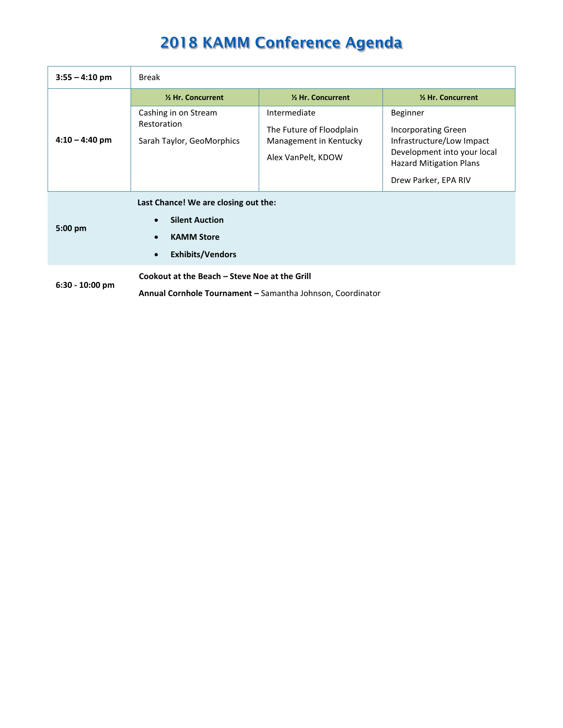# 2018 KAMM Conference Agenda

| | | | |
|---|---|---|---|
| **3:55 – 4:10 pm** | Break | | |
| **4:10 – 4:40 pm** | **½ Hr. Concurrent** | **½ Hr. Concurrent** | **½ Hr. Concurrent** |
| | Cashing in on Stream Restoration<br><br>Sarah Taylor, GeoMorphics | Intermediate<br><br>The Future of Floodplain Management in Kentucky<br><br>Alex VanPelt, KDOW | Beginner<br><br>Incorporating Green Infrastructure/Low Impact Development into your local Hazard Mitigation Plans<br><br>Drew Parker, EPA RIV |
| **5:00 pm** | **Last Chance! We are closing out the:**<br>• **Silent Auction**<br>• **KAMM Store**<br>• **Exhibits/Vendors** | | |
| **6:30 - 10:00 pm** | **Cookout at the Beach – Steve Noe at the Grill**<br><br>**Annual Cornhole Tournament –** Samantha Johnson, Coordinator | | |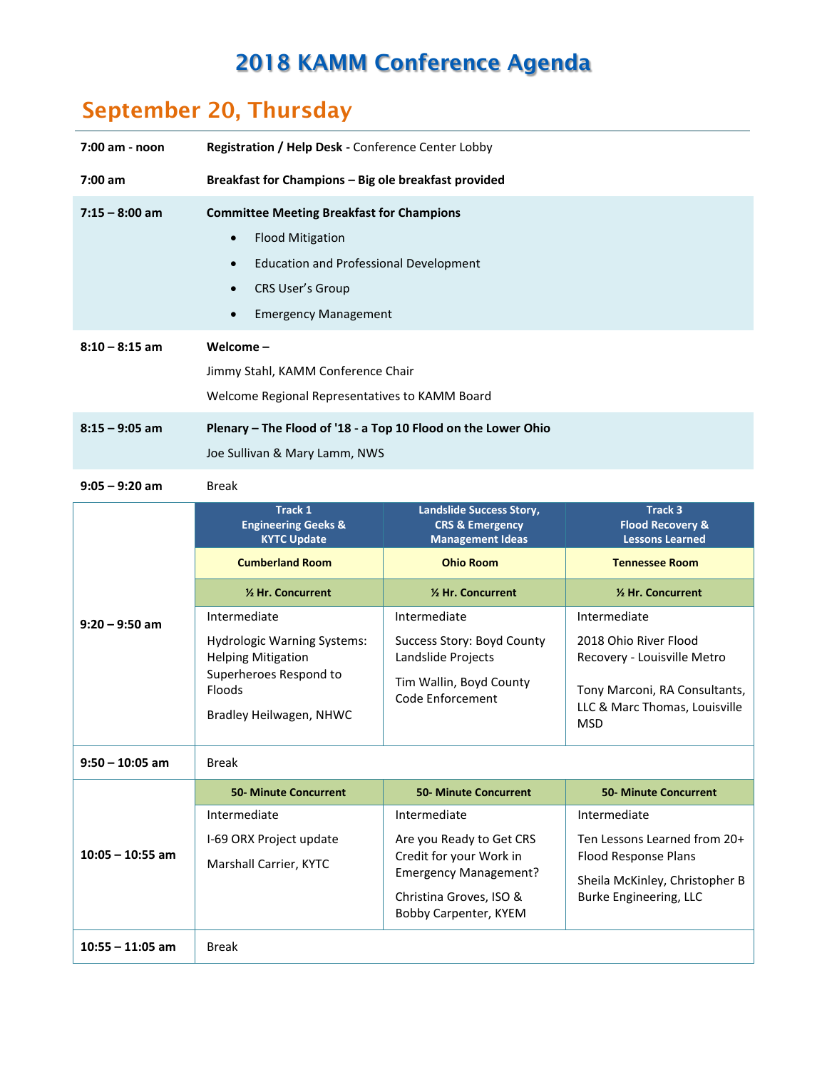# 2018 KAMM Conference Agenda

## September 20, Thursday

| | |
|---|---|
| **7:00 am - noon** | **Registration / Help Desk** - Conference Center Lobby |
| **7:00 am** | **Breakfast for Champions – Big ole breakfast provided** |
| **7:15 – 8:00 am** | **Committee Meeting Breakfast for Champions**<br>• Flood Mitigation<br>• Education and Professional Development<br>• CRS User's Group<br>• Emergency Management |
| **8:10 – 8:15 am** | **Welcome –**<br>Jimmy Stahl, KAMM Conference Chair<br>Welcome Regional Representatives to KAMM Board |
| **8:15 – 9:05 am** | **Plenary – The Flood of '18 - a Top 10 Flood on the Lower Ohio**<br>Joe Sullivan & Mary Lamm, NWS |
| **9:05 – 9:20 am** | Break |

| | Track 1<br>Engineering Geeks & KYTC Update | Landslide Success Story, CRS & Emergency Management Ideas | Track 3<br>Flood Recovery & Lessons Learned |
|---|---|---|---|
| | **Cumberland Room** | **Ohio Room** | **Tennessee Room** |
| | **½ Hr. Concurrent** | **½ Hr. Concurrent** | **½ Hr. Concurrent** |
| **9:20 – 9:50 am** | Intermediate<br>Hydrologic Warning Systems: Helping Mitigation Superheroes Respond to Floods<br>Bradley Heilwagen, NHWC | Intermediate<br>Success Story: Boyd County Landslide Projects<br>Tim Wallin, Boyd County Code Enforcement | Intermediate<br>2018 Ohio River Flood Recovery - Louisville Metro<br>Tony Marconi, RA Consultants, LLC & Marc Thomas, Louisville MSD |
| **9:50 – 10:05 am** | Break | | |
| | **50- Minute Concurrent** | **50- Minute Concurrent** | **50- Minute Concurrent** |
| **10:05 – 10:55 am** | Intermediate<br>I-69 ORX Project update<br>Marshall Carrier, KYTC | Intermediate<br>Are you Ready to Get CRS Credit for your Work in Emergency Management?<br>Christina Groves, ISO & Bobby Carpenter, KYEM | Intermediate<br>Ten Lessons Learned from 20+ Flood Response Plans<br>Sheila McKinley, Christopher B Burke Engineering, LLC |
| **10:55 – 11:05 am** | Break | | |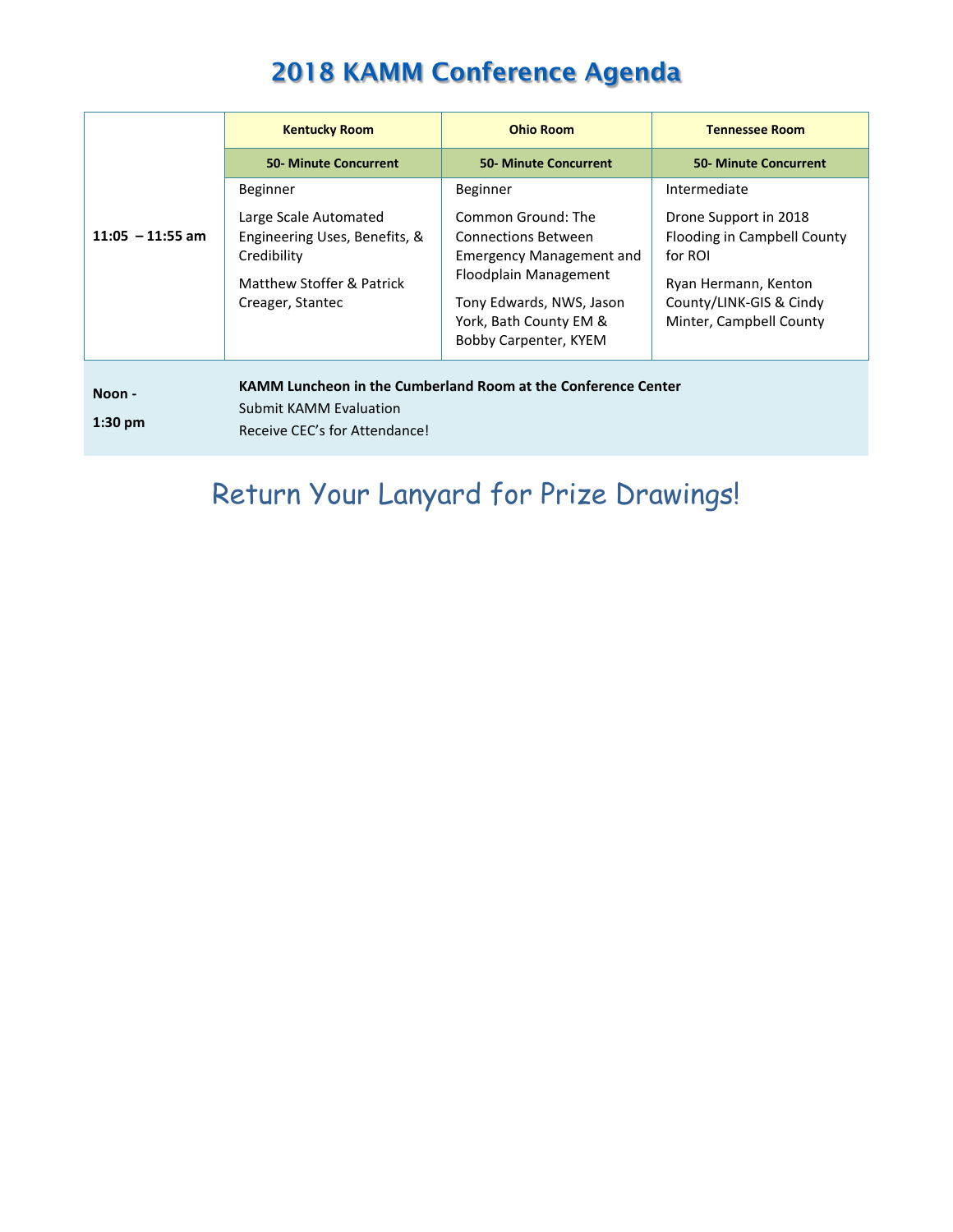# 2018 KAMM Conference Agenda

| | Kentucky Room | Ohio Room | Tennessee Room |
|---|---|---|---|
| | **50- Minute Concurrent** | **50- Minute Concurrent** | **50- Minute Concurrent** |
| **11:05 – 11:55 am** | Beginner<br><br>Large Scale Automated Engineering Uses, Benefits, & Credibility<br><br>Matthew Stoffer & Patrick Creager, Stantec | Beginner<br><br>Common Ground: The Connections Between Emergency Management and Floodplain Management<br><br>Tony Edwards, NWS, Jason York, Bath County EM & Bobby Carpenter, KYEM | Intermediate<br><br>Drone Support in 2018 Flooding in Campbell County for ROI<br><br>Ryan Hermann, Kenton County/LINK-GIS & Cindy Minter, Campbell County |
| **Noon - 1:30 pm** | **KAMM Luncheon in the Cumberland Room at the Conference Center**<br>Submit KAMM Evaluation<br>Receive CEC's for Attendance! | | |

## Return Your Lanyard for Prize Drawings!